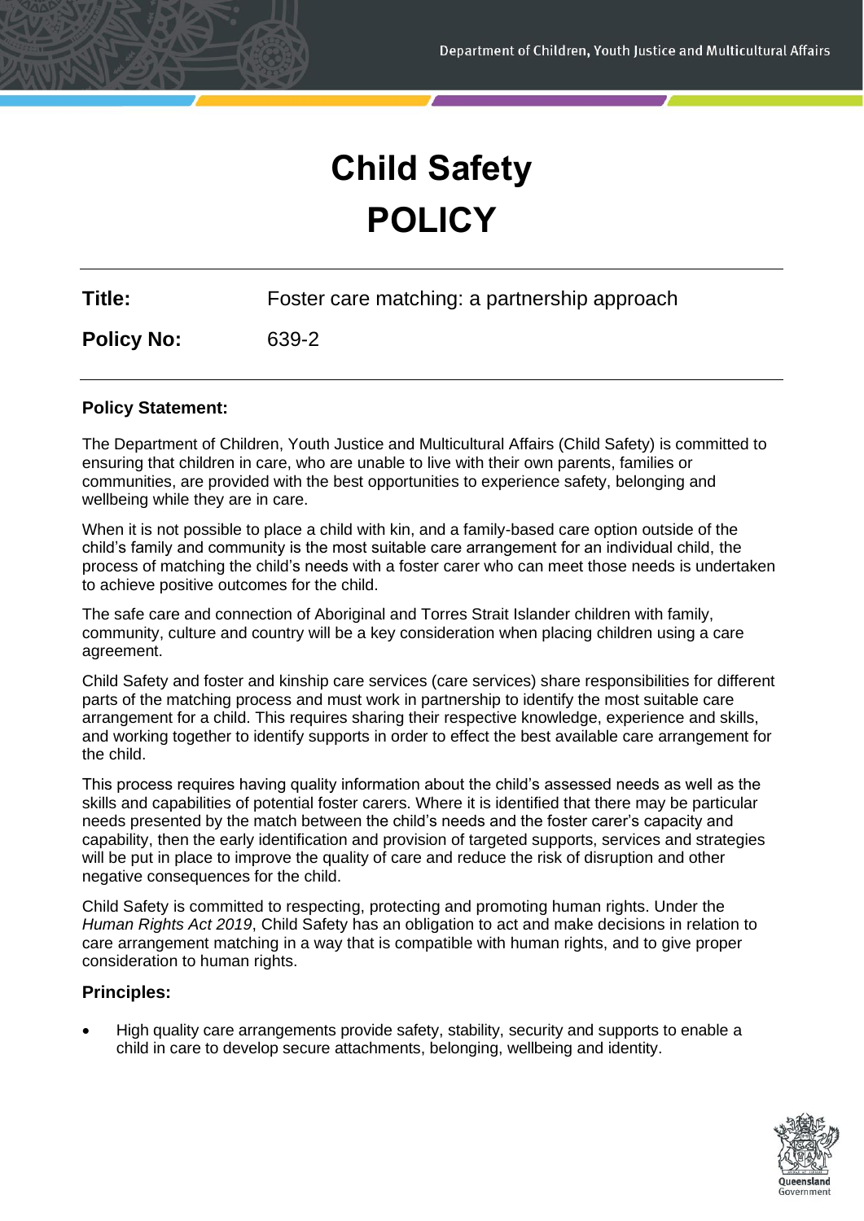# Child Safety POLICY

**Title:** Foster care matching: a partnership approach

**Policy No:** 639-2

### Policy Statement:

The Department of Children, Youth Justice and Multicultural Affairs (Child Safety) is committed to ensuring that children in care, who are unable to live with their own parents, families or communities, are provided with the best opportunities to experience safety, belonging and wellbeing while they are in care.

When it is not possible to place a child with kin, and a family-based care option outside of the child's family and community is the most suitable care arrangement for an individual child, the process of matching the child's needs with a foster carer who can meet those needs is undertaken to achieve positive outcomes for the child.

The safe care and connection of Aboriginal and Torres Strait Islander children with family, community, culture and country will be a key consideration when placing children using a care agreement.

Child Safety and foster and kinship care services (care services) share responsibilities for different parts of the matching process and must work in partnership to identify the most suitable care arrangement for a child. This requires sharing their respective knowledge, experience and skills, and working together to identify supports in order to effect the best available care arrangement for the child.

This process requires having quality information about the child's assessed needs as well as the skills and capabilities of potential foster carers. Where it is identified that there may be particular needs presented by the match between the child's needs and the foster carer's capacity and capability, then the early identification and provision of targeted supports, services and strategies will be put in place to improve the quality of care and reduce the risk of disruption and other negative consequences for the child.

Child Safety is committed to respecting, protecting and promoting human rights. Under the *Human Rights Act 2019*, Child Safety has an obligation to act and make decisions in relation to care arrangement matching in a way that is compatible with human rights, and to give proper consideration to human rights.

### Principles:

- High quality care arrangements provide safety, stability, security and supports to enable a child in care to develop secure attachments, belonging, wellbeing and identity.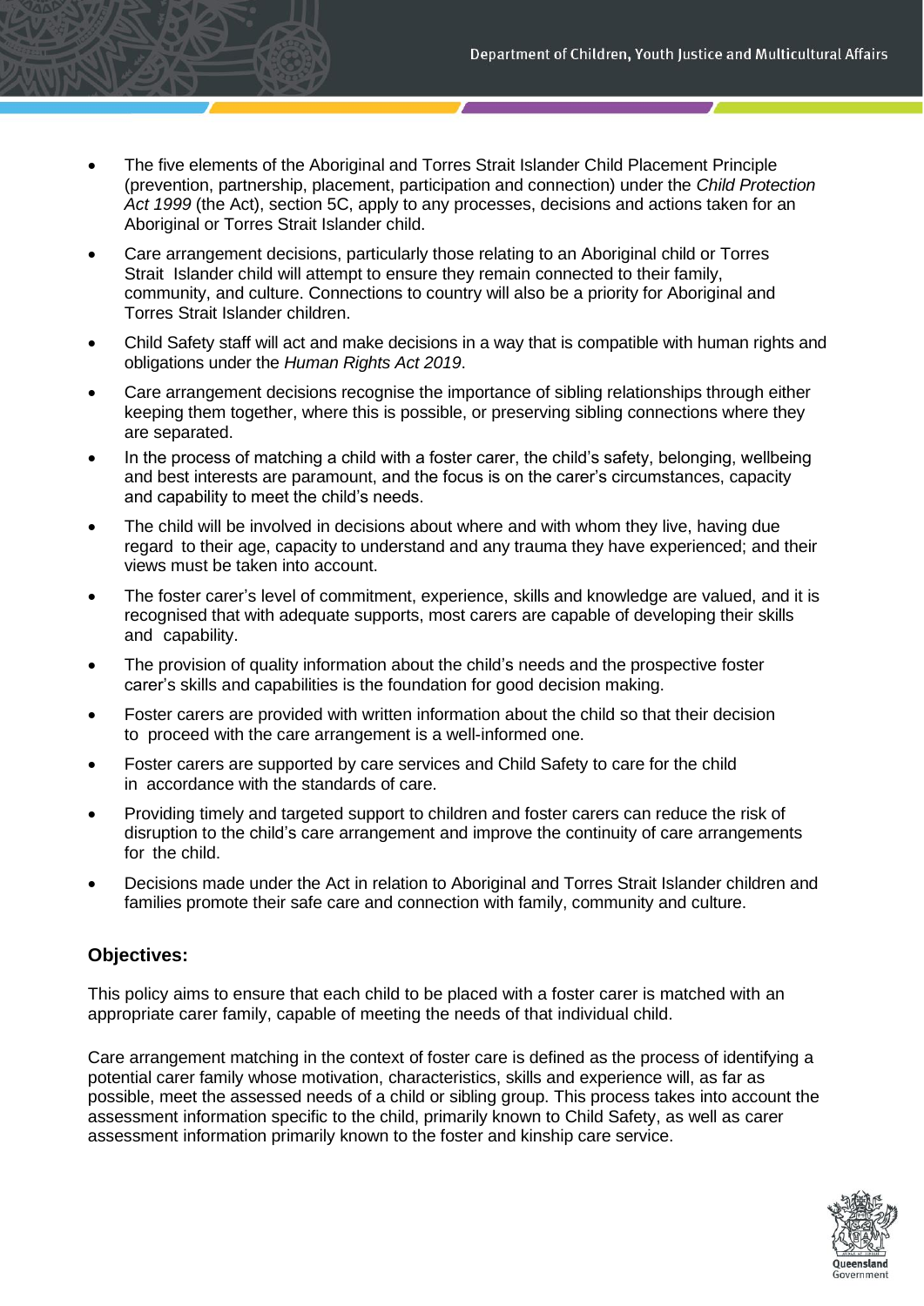- The five elements of the Aboriginal and Torres Strait Islander Child Placement Principle (prevention, partnership, placement, participation and connection) under the *Child Protection Act 1999* (the Act), section 5C, apply to any processes, decisions and actions taken for an Aboriginal or Torres Strait Islander child.
- Care arrangement decisions, particularly those relating to an Aboriginal child or Torres Strait Islander child will attempt to ensure they remain connected to their family, community, and culture. Connections to country will also be a priority for Aboriginal and Torres Strait Islander children.
- Child Safety staff will act and make decisions in a way that is compatible with human rights and obligations under the *Human Rights Act 2019*.
- Care arrangement decisions recognise the importance of sibling relationships through either keeping them together, where this is possible, or preserving sibling connections where they are separated.
- In the process of matching a child with a foster carer, the child's safety, belonging, wellbeing and best interests are paramount, and the focus is on the carer's circumstances, capacity and capability to meet the child's needs.
- The child will be involved in decisions about where and with whom they live, having due regard to their age, capacity to understand and any trauma they have experienced; and their views must be taken into account.
- The foster carer's level of commitment, experience, skills and knowledge are valued, and it is recognised that with adequate supports, most carers are capable of developing their skills and capability.
- The provision of quality information about the child's needs and the prospective foster carer's skills and capabilities is the foundation for good decision making.
- Foster carers are provided with written information about the child so that their decision to proceed with the care arrangement is a well-informed one.
- Foster carers are supported by care services and Child Safety to care for the child in accordance with the standards of care.
- Providing timely and targeted support to children and foster carers can reduce the risk of disruption to the child's care arrangement and improve the continuity of care arrangements for the child.
- Decisions made under the Act in relation to Aboriginal and Torres Strait Islander children and families promote their safe care and connection with family, community and culture.

### Objectives:

This policy aims to ensure that each child to be placed with a foster carer is matched with an appropriate carer family, capable of meeting the needs of that individual child.

Care arrangement matching in the context of foster care is defined as the process of identifying a potential carer family whose motivation, characteristics, skills and experience will, as far as possible, meet the assessed needs of a child or sibling group. This process takes into account the assessment information specific to the child, primarily known to Child Safety, as well as carer assessment information primarily known to the foster and kinship care service.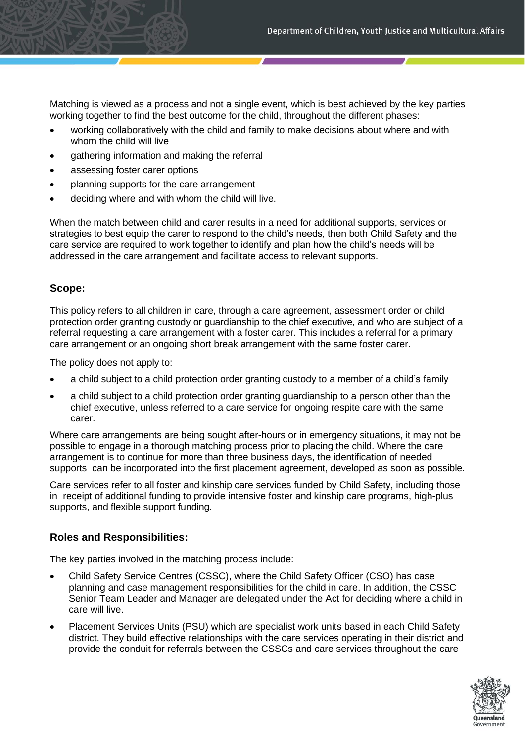Matching is viewed as a process and not a single event, which is best achieved by the key parties working together to find the best outcome for the child, throughout the different phases:

- working collaboratively with the child and family to make decisions about where and with whom the child will live
- gathering information and making the referral
- assessing foster carer options
- planning supports for the care arrangement
- deciding where and with whom the child will live.

When the match between child and carer results in a need for additional supports, services or strategies to best equip the carer to respond to the child's needs, then both Child Safety and the care service are required to work together to identify and plan how the child's needs will be addressed in the care arrangement and facilitate access to relevant supports.

## Scope:

This policy refers to all children in care, through a care agreement, assessment order or child protection order granting custody or guardianship to the chief executive, and who are subject of a referral requesting a care arrangement with a foster carer. This includes a referral for a primary care arrangement or an ongoing short break arrangement with the same foster carer.

The policy does not apply to:

- a child subject to a child protection order granting custody to a member of a child's family
- a child subject to a child protection order granting guardianship to a person other than the chief executive, unless referred to a care service for ongoing respite care with the same carer.

Where care arrangements are being sought after-hours or in emergency situations, it may not be possible to engage in a thorough matching process prior to placing the child. Where the care arrangement is to continue for more than three business days, the identification of needed supports can be incorporated into the first placement agreement, developed as soon as possible.

Care services refer to all foster and kinship care services funded by Child Safety, including those in receipt of additional funding to provide intensive foster and kinship care programs, high-plus supports, and flexible support funding.

## Roles and Responsibilities:

The key parties involved in the matching process include:

- Child Safety Service Centres (CSSC), where the Child Safety Officer (CSO) has case planning and case management responsibilities for the child in care. In addition, the CSSC Senior Team Leader and Manager are delegated under the Act for deciding where a child in care will live.
- Placement Services Units (PSU) which are specialist work units based in each Child Safety district. They build effective relationships with the care services operating in their district and provide the conduit for referrals between the CSSCs and care services throughout the care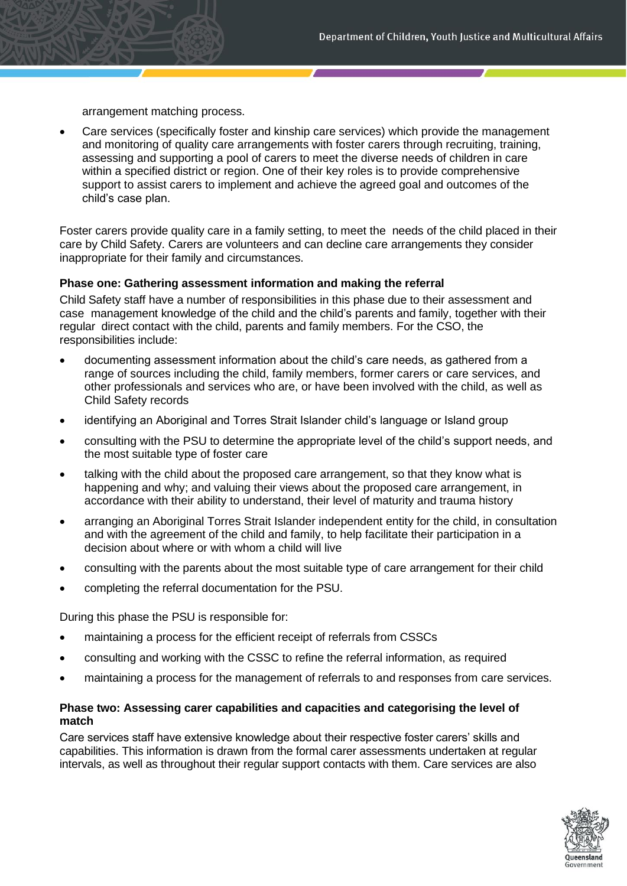arrangement matching process.

- Care services (specifically foster and kinship care services) which provide the management and monitoring of quality care arrangements with foster carers through recruiting, training, assessing and supporting a pool of carers to meet the diverse needs of children in care within a specified district or region. One of their key roles is to provide comprehensive support to assist carers to implement and achieve the agreed goal and outcomes of the child's case plan.

Foster carers provide quality care in a family setting, to meet the needs of the child placed in their care by Child Safety. Carers are volunteers and can decline care arrangements they consider inappropriate for their family and circumstances.

**Phase one: Gathering assessment information and making the referral**

Child Safety staff have a number of responsibilities in this phase due to their assessment and case management knowledge of the child and the child's parents and family, together with their regular direct contact with the child, parents and family members. For the CSO, the responsibilities include:

- documenting assessment information about the child's care needs, as gathered from a range of sources including the child, family members, former carers or care services, and other professionals and services who are, or have been involved with the child, as well as Child Safety records
- identifying an Aboriginal and Torres Strait Islander child's language or Island group
- consulting with the PSU to determine the appropriate level of the child's support needs, and the most suitable type of foster care
- talking with the child about the proposed care arrangement, so that they know what is happening and why; and valuing their views about the proposed care arrangement, in accordance with their ability to understand, their level of maturity and trauma history
- arranging an Aboriginal Torres Strait Islander independent entity for the child, in consultation and with the agreement of the child and family, to help facilitate their participation in a decision about where or with whom a child will live
- consulting with the parents about the most suitable type of care arrangement for their child
- completing the referral documentation for the PSU.

During this phase the PSU is responsible for:

- maintaining a process for the efficient receipt of referrals from CSSCs
- consulting and working with the CSSC to refine the referral information, as required
- maintaining a process for the management of referrals to and responses from care services.

**Phase two: Assessing carer capabilities and capacities and categorising the level of match**

Care services staff have extensive knowledge about their respective foster carers' skills and capabilities. This information is drawn from the formal carer assessments undertaken at regular intervals, as well as throughout their regular support contacts with them. Care services are also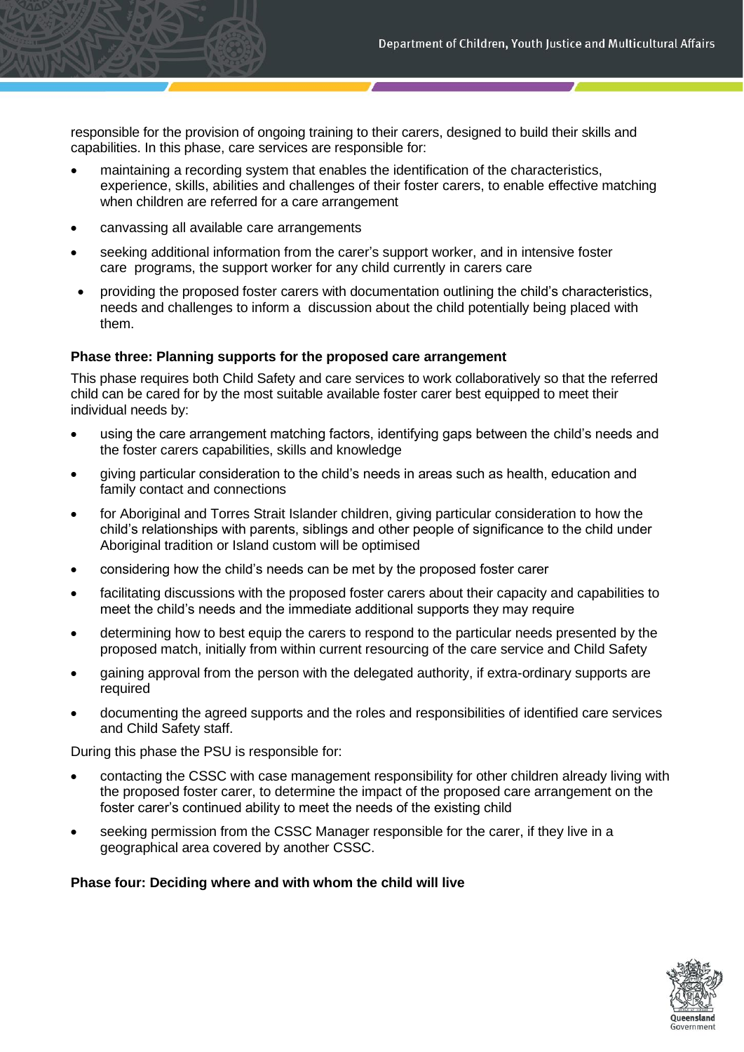responsible for the provision of ongoing training to their carers, designed to build their skills and capabilities. In this phase, care services are responsible for:

- maintaining a recording system that enables the identification of the characteristics, experience, skills, abilities and challenges of their foster carers, to enable effective matching when children are referred for a care arrangement
- canvassing all available care arrangements
- seeking additional information from the carer's support worker, and in intensive foster care programs, the support worker for any child currently in carers care
- providing the proposed foster carers with documentation outlining the child's characteristics, needs and challenges to inform a discussion about the child potentially being placed with them.

**Phase three: Planning supports for the proposed care arrangement**

This phase requires both Child Safety and care services to work collaboratively so that the referred child can be cared for by the most suitable available foster carer best equipped to meet their individual needs by:

- using the care arrangement matching factors, identifying gaps between the child's needs and the foster carers capabilities, skills and knowledge
- giving particular consideration to the child's needs in areas such as health, education and family contact and connections
- for Aboriginal and Torres Strait Islander children, giving particular consideration to how the child's relationships with parents, siblings and other people of significance to the child under Aboriginal tradition or Island custom will be optimised
- considering how the child's needs can be met by the proposed foster carer
- facilitating discussions with the proposed foster carers about their capacity and capabilities to meet the child's needs and the immediate additional supports they may require
- determining how to best equip the carers to respond to the particular needs presented by the proposed match, initially from within current resourcing of the care service and Child Safety
- gaining approval from the person with the delegated authority, if extra-ordinary supports are required
- documenting the agreed supports and the roles and responsibilities of identified care services and Child Safety staff.

During this phase the PSU is responsible for:

- contacting the CSSC with case management responsibility for other children already living with the proposed foster carer, to determine the impact of the proposed care arrangement on the foster carer's continued ability to meet the needs of the existing child
- seeking permission from the CSSC Manager responsible for the carer, if they live in a geographical area covered by another CSSC.

**Phase four: Deciding where and with whom the child will live**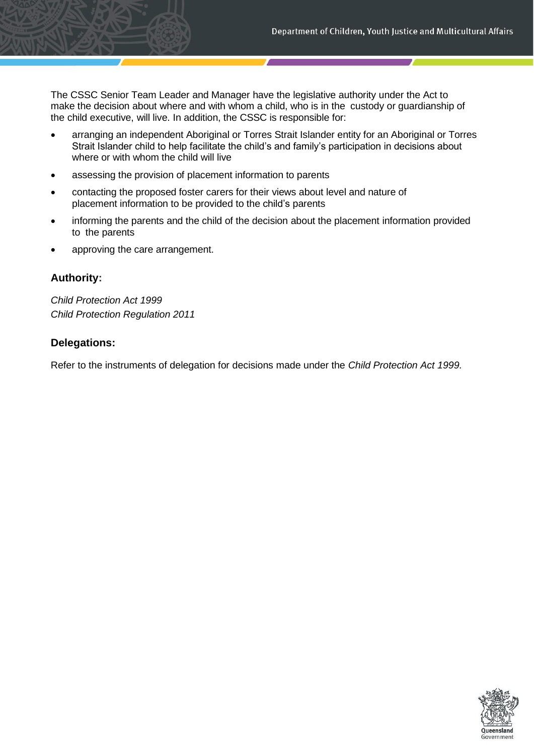The CSSC Senior Team Leader and Manager have the legislative authority under the Act to make the decision about where and with whom a child, who is in the custody or guardianship of the child executive, will live. In addition, the CSSC is responsible for:

- arranging an independent Aboriginal or Torres Strait Islander entity for an Aboriginal or Torres Strait Islander child to help facilitate the child's and family's participation in decisions about where or with whom the child will live
- assessing the provision of placement information to parents
- contacting the proposed foster carers for their views about level and nature of placement information to be provided to the child's parents
- informing the parents and the child of the decision about the placement information provided to the parents
- approving the care arrangement.

### Authority:

*Child Protection Act 1999*
*Child Protection Regulation 2011*

### Delegations:

Refer to the instruments of delegation for decisions made under the *Child Protection Act 1999.*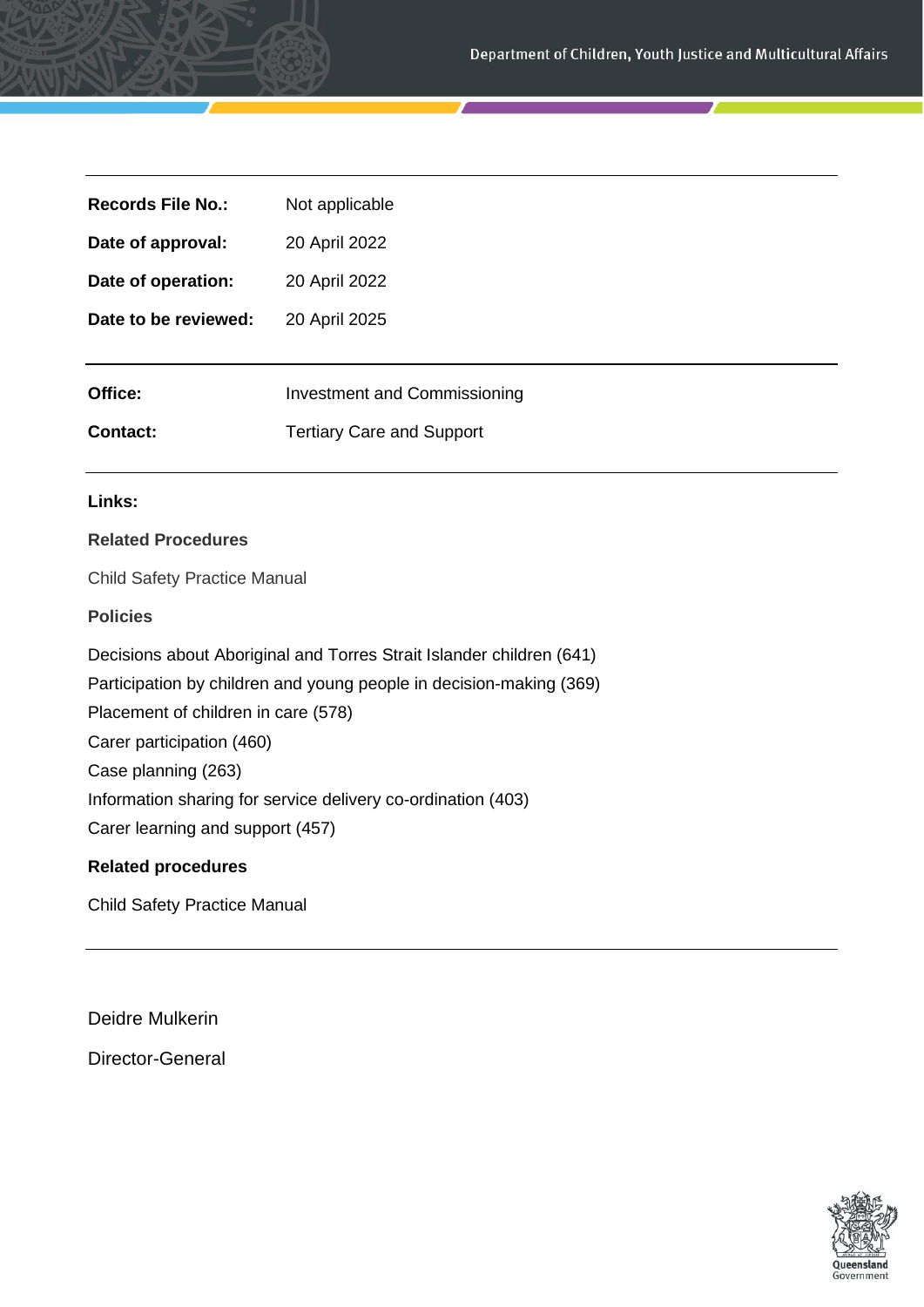| | |
|---|---|
| **Records File No.:** | Not applicable |
| **Date of approval:** | 20 April 2022 |
| **Date of operation:** | 20 April 2022 |
| **Date to be reviewed:** | 20 April 2025 |

| | |
|---|---|
| **Office:** | Investment and Commissioning |
| **Contact:** | Tertiary Care and Support |

**Links:**

**Related Procedures**

Child Safety Practice Manual

**Policies**

Decisions about Aboriginal and Torres Strait Islander children (641)
Participation by children and young people in decision-making (369)
Placement of children in care (578)
Carer participation (460)
Case planning (263)
Information sharing for service delivery co-ordination (403)
Carer learning and support (457)

**Related procedures**

Child Safety Practice Manual

Deidre Mulkerin

Director-General